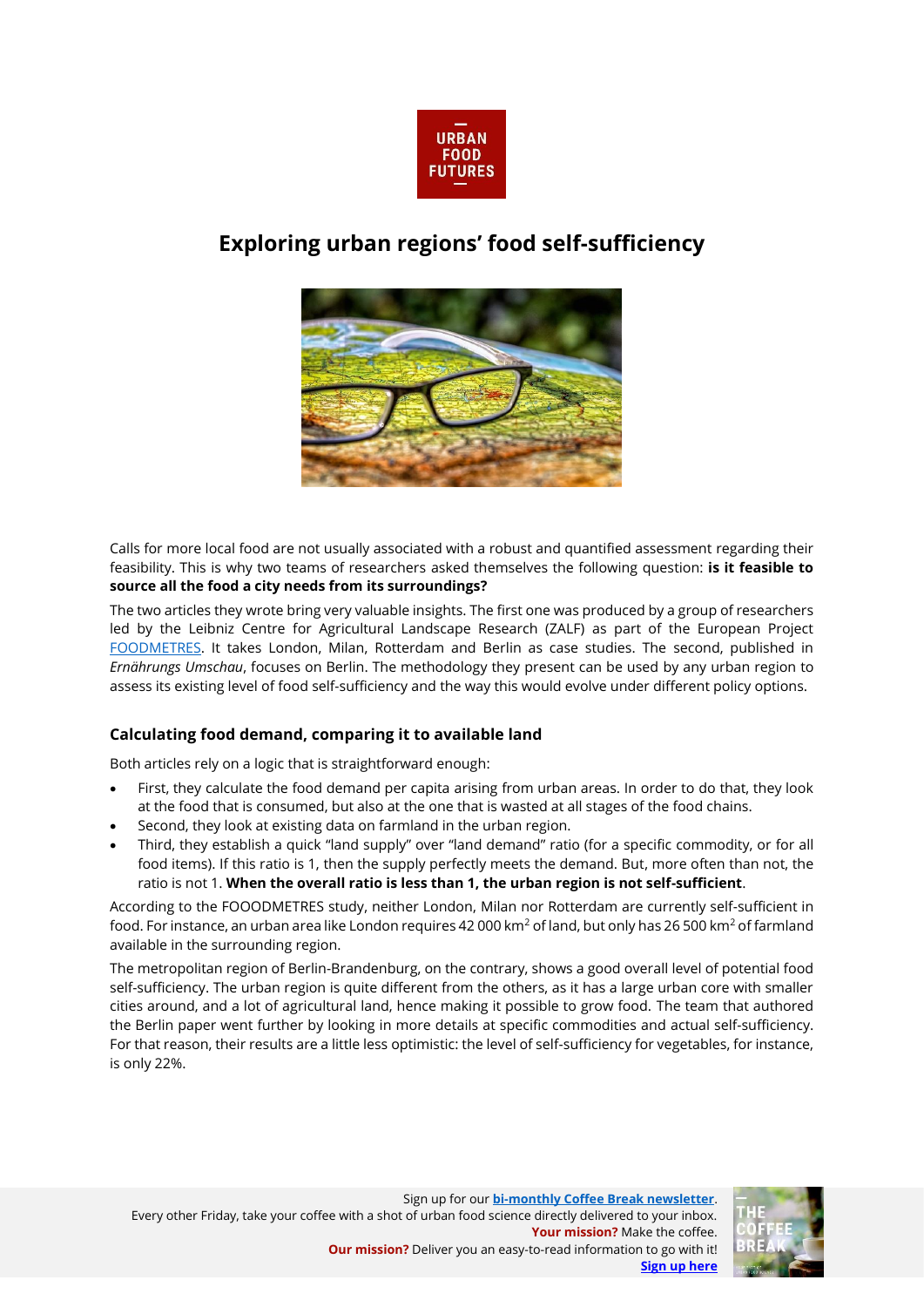# Exploring urban regions' food self-sufficiency

Calls for more local food are not usually associated with a robust and quantified assessment regarding their feasibility. This is why two teams of researchers asked themselves the following question: **is it feasible to source all the food a city needs from its surroundings?**

The two articles they wrote bring very valuable insights. The first one was produced by a group of researchers led by the Leibniz Centre for Agricultural Landscape Research (ZALF) as part of the European Project FOODMETRES. It takes London, Milan, Rotterdam and Berlin as case studies. The second, published in *Ernährungs Umschau*, focuses on Berlin. The methodology they present can be used by any urban region to assess its existing level of food self-sufficiency and the way this would evolve under different policy options.

## Calculating food demand, comparing it to available land

Both articles rely on a logic that is straightforward enough:

- First, they calculate the food demand per capita arising from urban areas. In order to do that, they look at the food that is consumed, but also at the one that is wasted at all stages of the food chains.
- Second, they look at existing data on farmland in the urban region.
- Third, they establish a quick "land supply" over "land demand" ratio (for a specific commodity, or for all food items). If this ratio is 1, then the supply perfectly meets the demand. But, more often than not, the ratio is not 1. **When the overall ratio is less than 1, the urban region is not self-sufficient**.

According to the FOOODMETRES study, neither London, Milan nor Rotterdam are currently self-sufficient in food. For instance, an urban area like London requires 42 000 $km^2$ of land, but only has 26 500 $km^2$ of farmland available in the surrounding region.

The metropolitan region of Berlin-Brandenburg, on the contrary, shows a good overall level of potential food self-sufficiency. The urban region is quite different from the others, as it has a large urban core with smaller cities around, and a lot of agricultural land, hence making it possible to grow food. The team that authored the Berlin paper went further by looking in more details at specific commodities and actual self-sufficiency. For that reason, their results are a little less optimistic: the level of self-sufficiency for vegetables, for instance, is only 22%.

Sign up for our **bi-monthly Coffee Break newsletter**.
Every other Friday, take your coffee with a shot of urban food science directly delivered to your inbox.
**Your mission?** Make the coffee.
**Our mission?** Deliver you an easy-to-read information to go with it!
**Sign up here**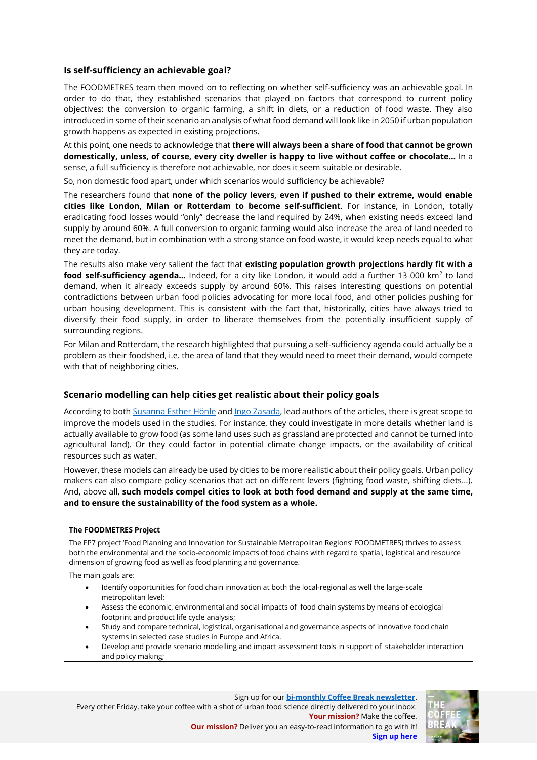## Is self-sufficiency an achievable goal?

The FOODMETRES team then moved on to reflecting on whether self-sufficiency was an achievable goal. In order to do that, they established scenarios that played on factors that correspond to current policy objectives: the conversion to organic farming, a shift in diets, or a reduction of food waste. They also introduced in some of their scenario an analysis of what food demand will look like in 2050 if urban population growth happens as expected in existing projections.

At this point, one needs to acknowledge that **there will always been a share of food that cannot be grown domestically, unless, of course, every city dweller is happy to live without coffee or chocolate…** In a sense, a full sufficiency is therefore not achievable, nor does it seem suitable or desirable.

So, non domestic food apart, under which scenarios would sufficiency be achievable?

The researchers found that **none of the policy levers, even if pushed to their extreme, would enable cities like London, Milan or Rotterdam to become self-sufficient**. For instance, in London, totally eradicating food losses would "only" decrease the land required by 24%, when existing needs exceed land supply by around 60%. A full conversion to organic farming would also increase the area of land needed to meet the demand, but in combination with a strong stance on food waste, it would keep needs equal to what they are today.

The results also make very salient the fact that **existing population growth projections hardly fit with a food self-sufficiency agenda…** Indeed, for a city like London, it would add a further 13 000 km$^2$ to land demand, when it already exceeds supply by around 60%. This raises interesting questions on potential contradictions between urban food policies advocating for more local food, and other policies pushing for urban housing development. This is consistent with the fact that, historically, cities have always tried to diversify their food supply, in order to liberate themselves from the potentially insufficient supply of surrounding regions.

For Milan and Rotterdam, the research highlighted that pursuing a self-sufficiency agenda could actually be a problem as their foodshed, i.e. the area of land that they would need to meet their demand, would compete with that of neighboring cities.

## Scenario modelling can help cities get realistic about their policy goals

According to both Susanna Esther Hönle and Ingo Zasada, lead authors of the articles, there is great scope to improve the models used in the studies. For instance, they could investigate in more details whether land is actually available to grow food (as some land uses such as grassland are protected and cannot be turned into agricultural land). Or they could factor in potential climate change impacts, or the availability of critical resources such as water.

However, these models can already be used by cities to be more realistic about their policy goals. Urban policy makers can also compare policy scenarios that act on different levers (fighting food waste, shifting diets…). And, above all, **such models compel cities to look at both food demand and supply at the same time, and to ensure the sustainability of the food system as a whole.**

**The FOODMETRES Project**

The FP7 project 'Food Planning and Innovation for Sustainable Metropolitan Regions' FOODMETRES) thrives to assess both the environmental and the socio-economic impacts of food chains with regard to spatial, logistical and resource dimension of growing food as well as food planning and governance.

The main goals are:

- Identify opportunities for food chain innovation at both the local-regional as well the large-scale metropolitan level;
- Assess the economic, environmental and social impacts of food chain systems by means of ecological footprint and product life cycle analysis;
- Study and compare technical, logistical, organisational and governance aspects of innovative food chain systems in selected case studies in Europe and Africa.
- Develop and provide scenario modelling and impact assessment tools in support of stakeholder interaction and policy making;

Sign up for our **bi-monthly Coffee Break newsletter**.
Every other Friday, take your coffee with a shot of urban food science directly delivered to your inbox.
**Your mission?** Make the coffee.
**Our mission?** Deliver you an easy-to-read information to go with it!
**Sign up here**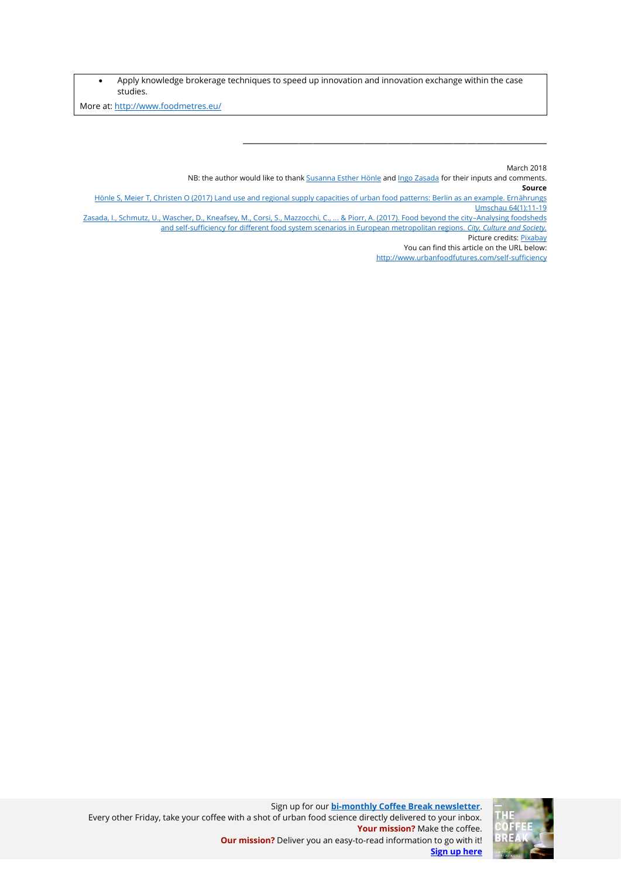- Apply knowledge brokerage techniques to speed up innovation and innovation exchange within the case studies.

More at: http://www.foodmetres.eu/

---

March 2018

NB: the author would like to thank Susanna Esther Hönle and Ingo Zasada for their inputs and comments.

**Source**

Hönle S, Meier T, Christen O (2017) Land use and regional supply capacities of urban food patterns: Berlin as an example. Ernährungs Umschau 64(1):11-19

Zasada, I., Schmutz, U., Wascher, D., Kneafsey, M., Corsi, S., Mazzocchi, C., ... & Piorr, A. (2017). Food beyond the city–Analysing foodsheds and self-sufficiency for different food system scenarios in European metropolitan regions. *City, Culture and Society.*

Picture credits: Pixabay

You can find this article on the URL below:
http://www.urbanfoodfutures.com/self-sufficiency

Sign up for our **bi-monthly Coffee Break newsletter**.
Every other Friday, take your coffee with a shot of urban food science directly delivered to your inbox.
**Your mission?** Make the coffee.
**Our mission?** Deliver you an easy-to-read information to go with it!
**Sign up here**